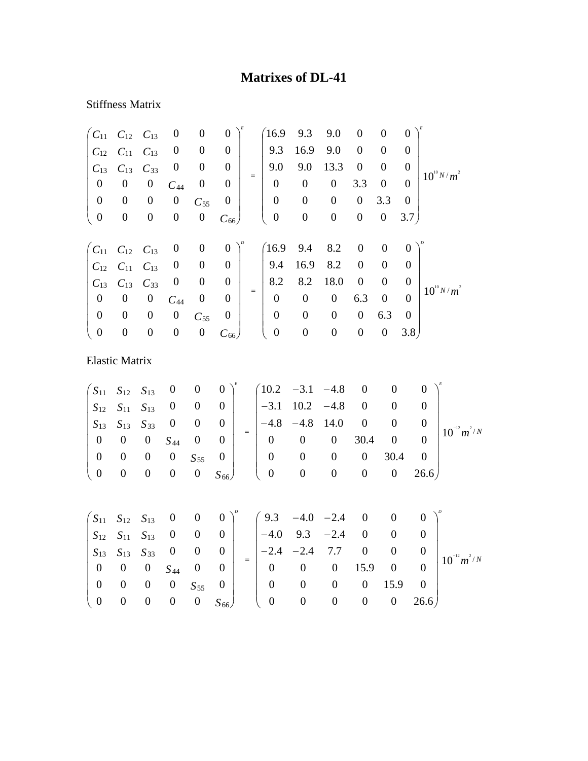# Matrixes of DL-41

Stiffness Matrix

$$
\begin{pmatrix}
C_{11} & C_{12} & C_{13} & 0 & 0 & 0 \\
C_{12} & C_{11} & C_{13} & 0 & 0 & 0 \\
C_{13} & C_{13} & C_{33} & 0 & 0 & 0 \\
0 & 0 & 0 & C_{44} & 0 & 0 \\
0 & 0 & 0 & 0 & C_{55} & 0 \\
0 & 0 & 0 & 0 & 0 & C_{66}
\end{pmatrix}^{E}
=
\begin{pmatrix}
16.9 & 9.3 & 9.0 & 0 & 0 & 0 \\
9.3 & 16.9 & 9.0 & 0 & 0 & 0 \\
9.0 & 9.0 & 13.3 & 0 & 0 & 0 \\
0 & 0 & 0 & 3.3 & 0 & 0 \\
0 & 0 & 0 & 0 & 3.3 & 0 \\
0 & 0 & 0 & 0 & 0 & 3.7
\end{pmatrix}^{E}
10^{10}\, N/m^{2}
$$

$$
\begin{pmatrix}
C_{11} & C_{12} & C_{13} & 0 & 0 & 0 \\
C_{12} & C_{11} & C_{13} & 0 & 0 & 0 \\
C_{13} & C_{13} & C_{33} & 0 & 0 & 0 \\
0 & 0 & 0 & C_{44} & 0 & 0 \\
0 & 0 & 0 & 0 & C_{55} & 0 \\
0 & 0 & 0 & 0 & 0 & C_{66}
\end{pmatrix}^{D}
=
\begin{pmatrix}
16.9 & 9.4 & 8.2 & 0 & 0 & 0 \\
9.4 & 16.9 & 8.2 & 0 & 0 & 0 \\
8.2 & 8.2 & 18.0 & 0 & 0 & 0 \\
0 & 0 & 0 & 6.3 & 0 & 0 \\
0 & 0 & 0 & 0 & 6.3 & 0 \\
0 & 0 & 0 & 0 & 0 & 3.8
\end{pmatrix}^{D}
10^{10}\, N/m^{2}
$$

Elastic Matrix

$$
\begin{pmatrix}
S_{11} & S_{12} & S_{13} & 0 & 0 & 0 \\
S_{12} & S_{11} & S_{13} & 0 & 0 & 0 \\
S_{13} & S_{13} & S_{33} & 0 & 0 & 0 \\
0 & 0 & 0 & S_{44} & 0 & 0 \\
0 & 0 & 0 & 0 & S_{55} & 0 \\
0 & 0 & 0 & 0 & 0 & S_{66}
\end{pmatrix}^{E}
=
\begin{pmatrix}
10.2 & -3.1 & -4.8 & 0 & 0 & 0 \\
-3.1 & 10.2 & -4.8 & 0 & 0 & 0 \\
-4.8 & -4.8 & 14.0 & 0 & 0 & 0 \\
0 & 0 & 0 & 30.4 & 0 & 0 \\
0 & 0 & 0 & 0 & 30.4 & 0 \\
0 & 0 & 0 & 0 & 0 & 26.6
\end{pmatrix}^{E}
10^{-12}\, m^{2}/N
$$

$$
\begin{pmatrix}
S_{11} & S_{12} & S_{13} & 0 & 0 & 0 \\
S_{12} & S_{11} & S_{13} & 0 & 0 & 0 \\
S_{13} & S_{13} & S_{33} & 0 & 0 & 0 \\
0 & 0 & 0 & S_{44} & 0 & 0 \\
0 & 0 & 0 & 0 & S_{55} & 0 \\
0 & 0 & 0 & 0 & 0 & S_{66}
\end{pmatrix}^{D}
=
\begin{pmatrix}
9.3 & -4.0 & -2.4 & 0 & 0 & 0 \\
-4.0 & 9.3 & -2.4 & 0 & 0 & 0 \\
-2.4 & -2.4 & 7.7 & 0 & 0 & 0 \\
0 & 0 & 0 & 15.9 & 0 & 0 \\
0 & 0 & 0 & 0 & 15.9 & 0 \\
0 & 0 & 0 & 0 & 0 & 26.6
\end{pmatrix}^{D}
10^{-12}\, m^{2}/N
$$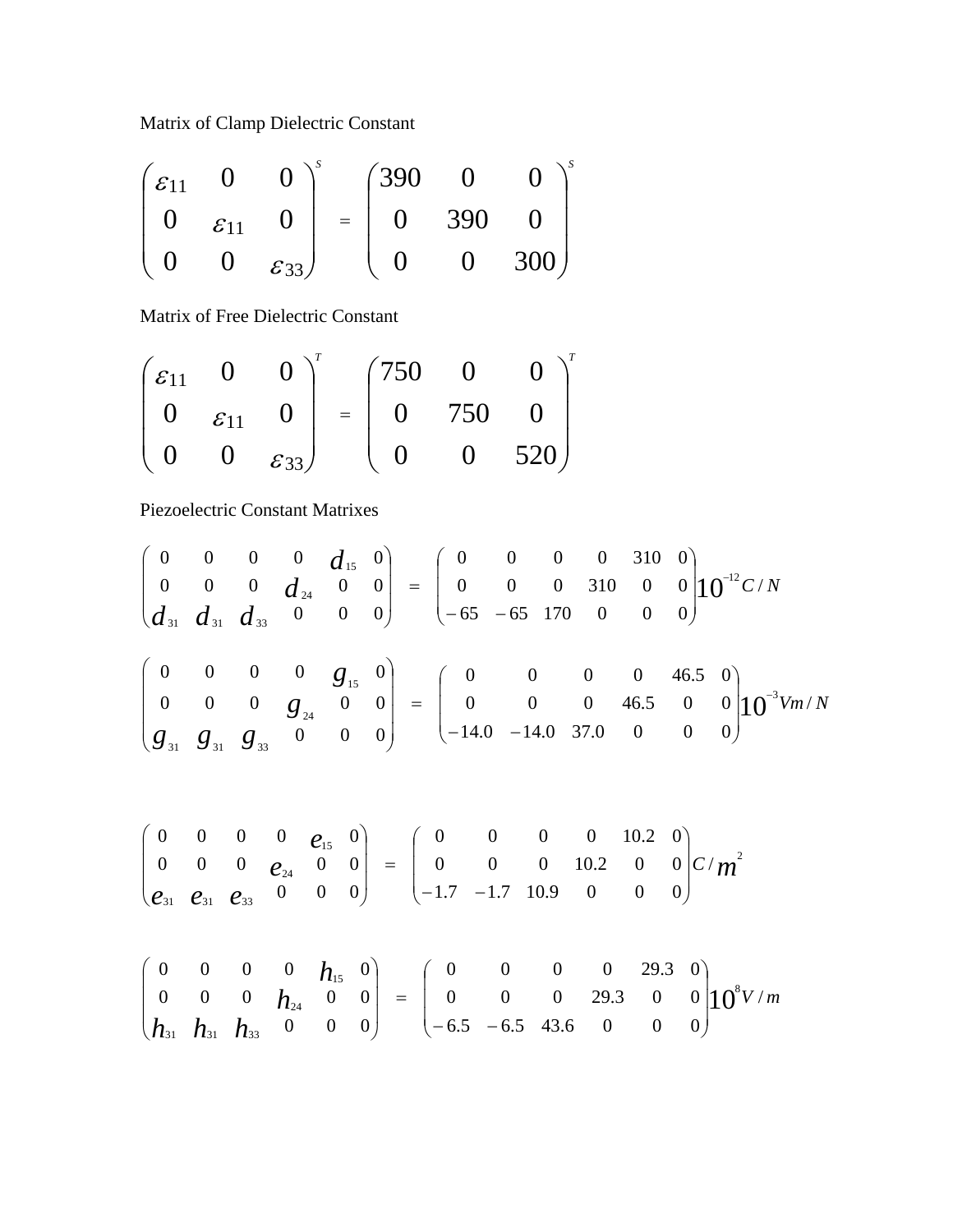Matrix of Clamp Dielectric Constant

$$
\begin{pmatrix} \varepsilon_{11} & 0 & 0 \\ 0 & \varepsilon_{11} & 0 \\ 0 & 0 & \varepsilon_{33} \end{pmatrix}^S = \begin{pmatrix} 390 & 0 & 0 \\ 0 & 390 & 0 \\ 0 & 0 & 300 \end{pmatrix}^S
$$

Matrix of Free Dielectric Constant

$$
\begin{pmatrix} \varepsilon_{11} & 0 & 0 \\ 0 & \varepsilon_{11} & 0 \\ 0 & 0 & \varepsilon_{33} \end{pmatrix}^T = \begin{pmatrix} 750 & 0 & 0 \\ 0 & 750 & 0 \\ 0 & 0 & 520 \end{pmatrix}^T
$$

Piezoelectric Constant Matrixes

$$
\begin{pmatrix} 0 & 0 & 0 & 0 & d_{15} & 0 \\ 0 & 0 & 0 & d_{24} & 0 & 0 \\ d_{31} & d_{31} & d_{33} & 0 & 0 & 0 \end{pmatrix} = \begin{pmatrix} 0 & 0 & 0 & 0 & 310 & 0 \\ 0 & 0 & 0 & 310 & 0 & 0 \\ -65 & -65 & 170 & 0 & 0 & 0 \end{pmatrix} 10^{-12} C/N
$$

$$
\begin{pmatrix} 0 & 0 & 0 & 0 & g_{15} & 0 \\ 0 & 0 & 0 & g_{24} & 0 & 0 \\ g_{31} & g_{31} & g_{33} & 0 & 0 & 0 \end{pmatrix} = \begin{pmatrix} 0 & 0 & 0 & 0 & 46.5 & 0 \\ 0 & 0 & 0 & 46.5 & 0 & 0 \\ -14.0 & -14.0 & 37.0 & 0 & 0 & 0 \end{pmatrix} 10^{-3} Vm/N
$$

$$
\begin{pmatrix} 0 & 0 & 0 & 0 & e_{15} & 0 \\ 0 & 0 & 0 & e_{24} & 0 & 0 \\ e_{31} & e_{31} & e_{33} & 0 & 0 & 0 \end{pmatrix} = \begin{pmatrix} 0 & 0 & 0 & 0 & 10.2 & 0 \\ 0 & 0 & 0 & 10.2 & 0 & 0 \\ -1.7 & -1.7 & 10.9 & 0 & 0 & 0 \end{pmatrix} C/m^2
$$

$$
\begin{pmatrix} 0 & 0 & 0 & 0 & h_{15} & 0 \\ 0 & 0 & 0 & h_{24} & 0 & 0 \\ h_{31} & h_{31} & h_{33} & 0 & 0 & 0 \end{pmatrix} = \begin{pmatrix} 0 & 0 & 0 & 0 & 29.3 & 0 \\ 0 & 0 & 0 & 29.3 & 0 & 0 \\ -6.5 & -6.5 & 43.6 & 0 & 0 & 0 \end{pmatrix} 10^{8} V/m
$$